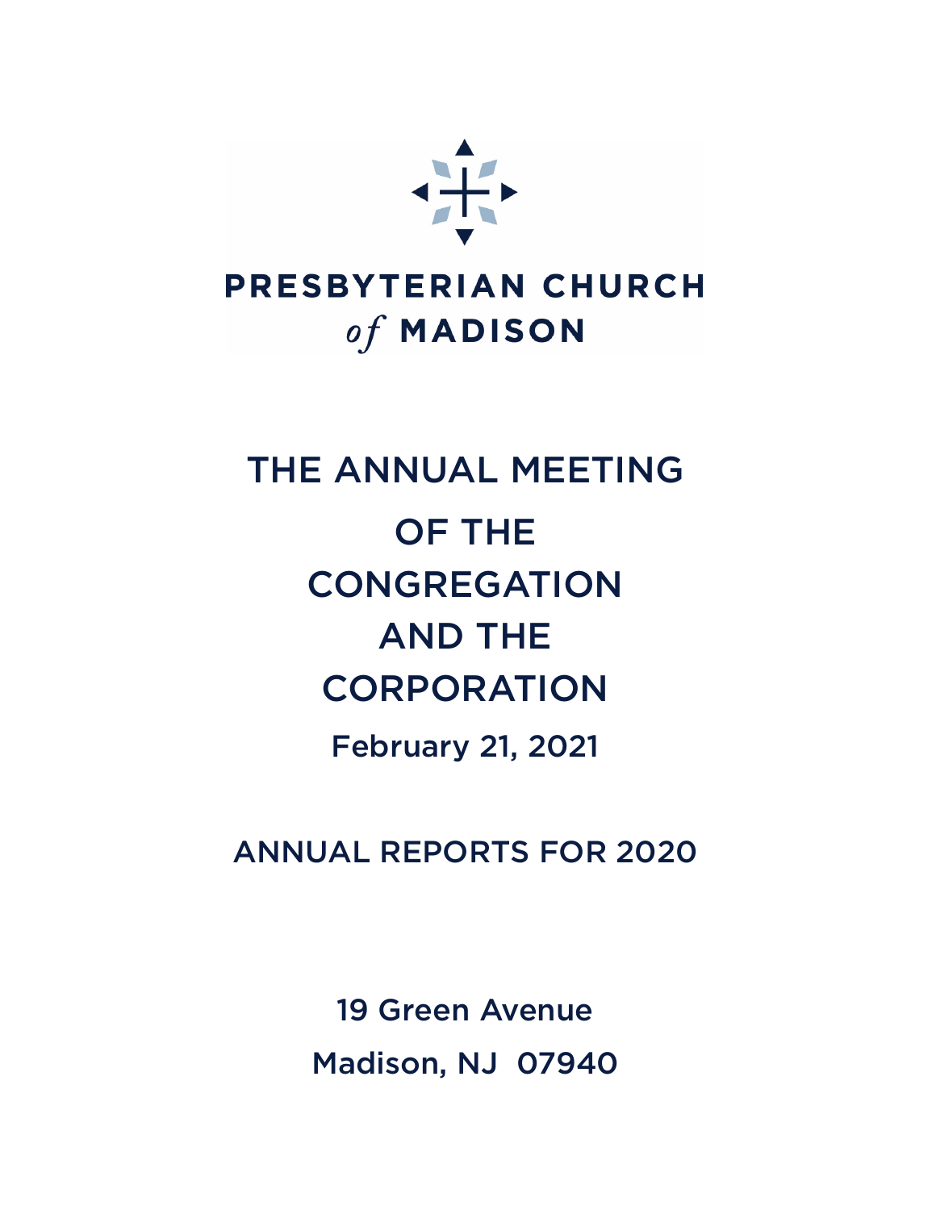**PRESBYTERIAN CHURCH**
*of* **MADISON**

# THE ANNUAL MEETING OF THE CONGREGATION AND THE CORPORATION

## February 21, 2021

## ANNUAL REPORTS FOR 2020

19 Green Avenue
Madison, NJ  07940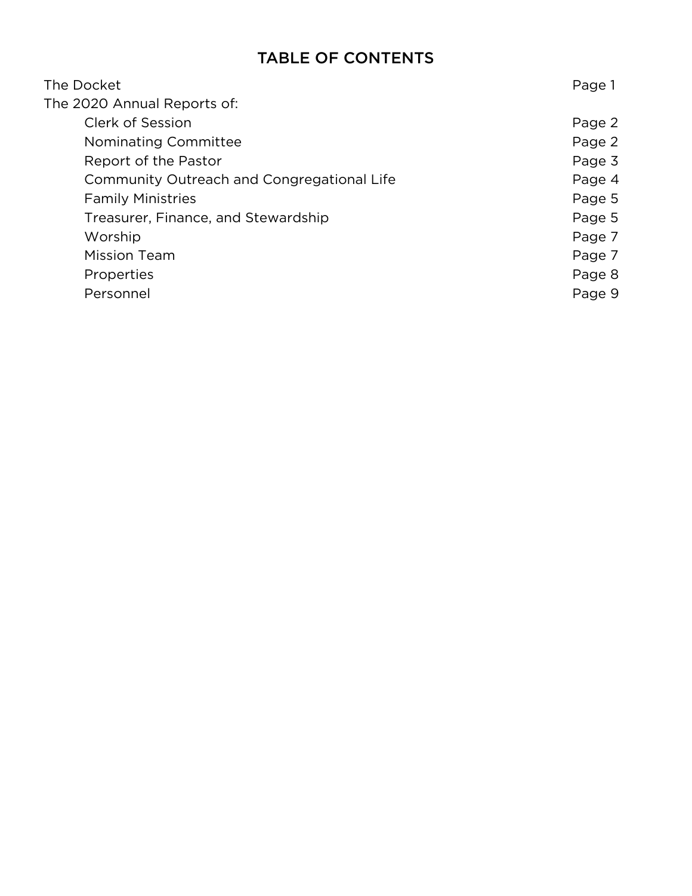# TABLE OF CONTENTS

| | |
|---|---|
| The Docket | Page 1 |
| The 2020 Annual Reports of: | |
| Clerk of Session | Page 2 |
| Nominating Committee | Page 2 |
| Report of the Pastor | Page 3 |
| Community Outreach and Congregational Life | Page 4 |
| Family Ministries | Page 5 |
| Treasurer, Finance, and Stewardship | Page 5 |
| Worship | Page 7 |
| Mission Team | Page 7 |
| Properties | Page 8 |
| Personnel | Page 9 |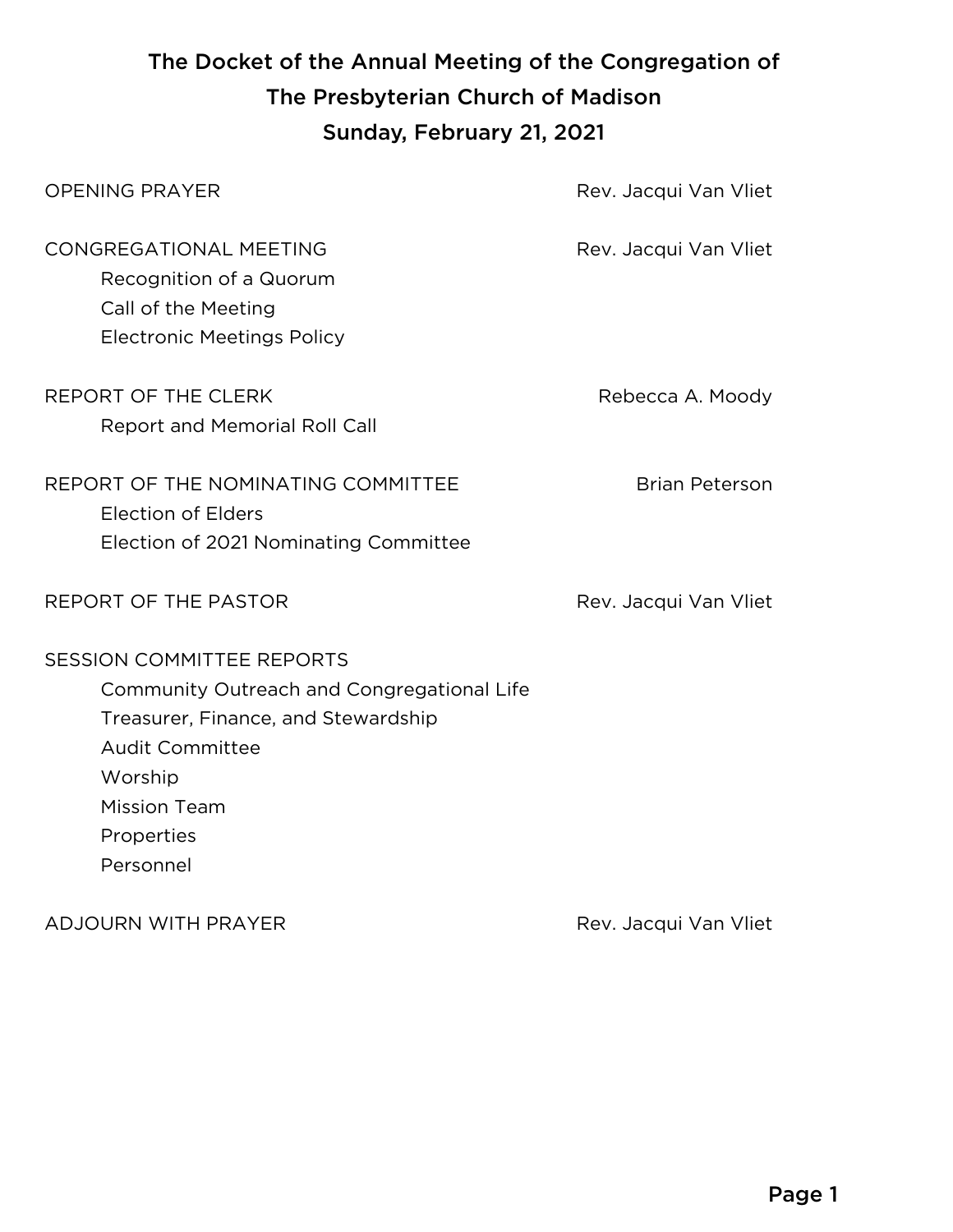# The Docket of the Annual Meeting of the Congregation of The Presbyterian Church of Madison

## Sunday, February 21, 2021

OPENING PRAYER — Rev. Jacqui Van Vliet

CONGREGATIONAL MEETING — Rev. Jacqui Van Vliet

- Recognition of a Quorum
- Call of the Meeting
- Electronic Meetings Policy

REPORT OF THE CLERK — Rebecca A. Moody

- Report and Memorial Roll Call

REPORT OF THE NOMINATING COMMITTEE — Brian Peterson

- Election of Elders
- Election of 2021 Nominating Committee

REPORT OF THE PASTOR — Rev. Jacqui Van Vliet

SESSION COMMITTEE REPORTS

- Community Outreach and Congregational Life
- Treasurer, Finance, and Stewardship
- Audit Committee
- Worship
- Mission Team
- Properties
- Personnel

ADJOURN WITH PRAYER — Rev. Jacqui Van Vliet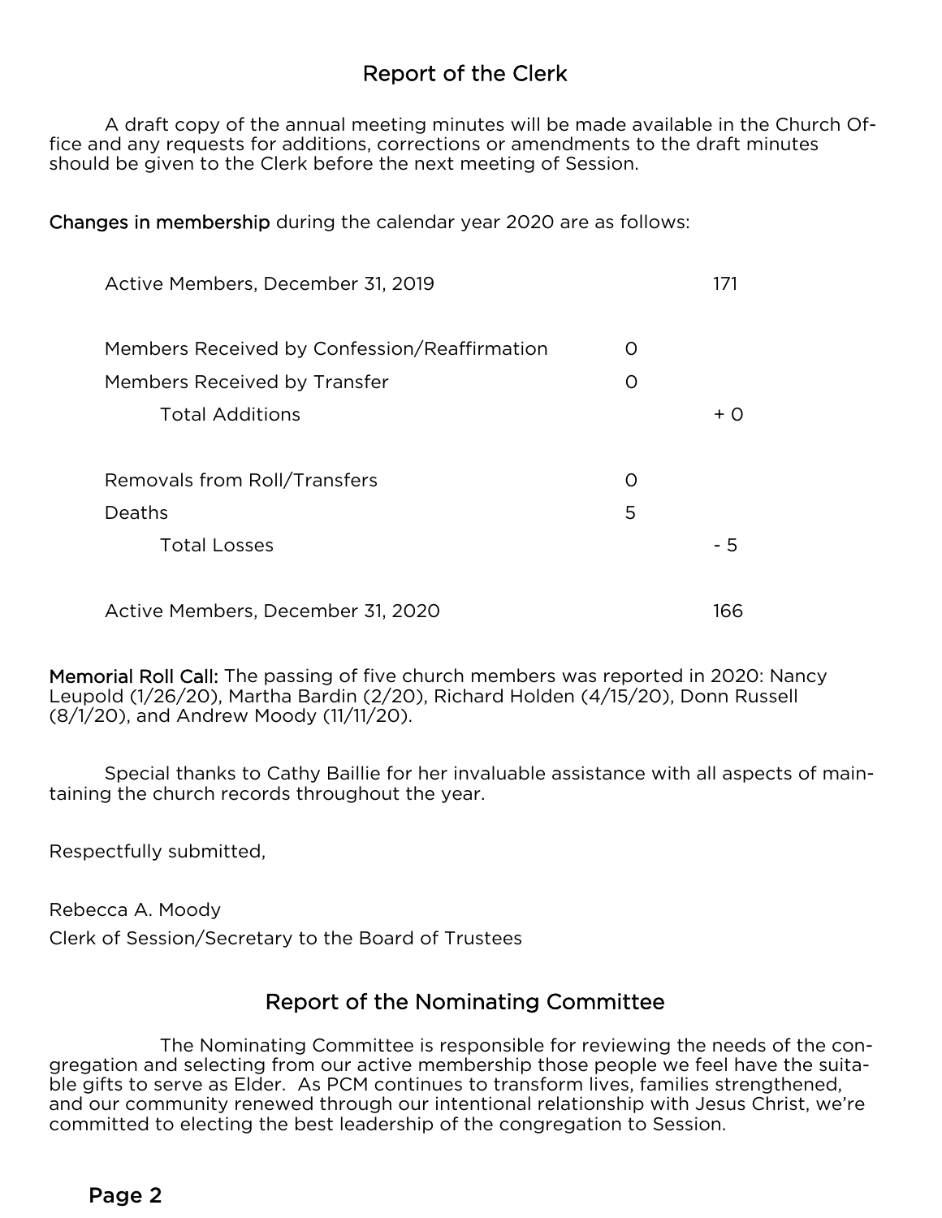## Report of the Clerk

A draft copy of the annual meeting minutes will be made available in the Church Office and any requests for additions, corrections or amendments to the draft minutes should be given to the Clerk before the next meeting of Session.

**Changes in membership** during the calendar year 2020 are as follows:

| | | |
|---|---|---|
| Active Members, December 31, 2019 | | 171 |
| Members Received by Confession/Reaffirmation | 0 | |
| Members Received by Transfer | 0 | |
| Total Additions | | + 0 |
| Removals from Roll/Transfers | 0 | |
| Deaths | 5 | |
| Total Losses | | - 5 |
| Active Members, December 31, 2020 | | 166 |

**Memorial Roll Call:** The passing of five church members was reported in 2020: Nancy Leupold (1/26/20), Martha Bardin (2/20), Richard Holden (4/15/20), Donn Russell (8/1/20), and Andrew Moody (11/11/20).

Special thanks to Cathy Baillie for her invaluable assistance with all aspects of maintaining the church records throughout the year.

Respectfully submitted,

Rebecca A. Moody
Clerk of Session/Secretary to the Board of Trustees

## Report of the Nominating Committee

The Nominating Committee is responsible for reviewing the needs of the congregation and selecting from our active membership those people we feel have the suitable gifts to serve as Elder. As PCM continues to transform lives, families strengthened, and our community renewed through our intentional relationship with Jesus Christ, we're committed to electing the best leadership of the congregation to Session.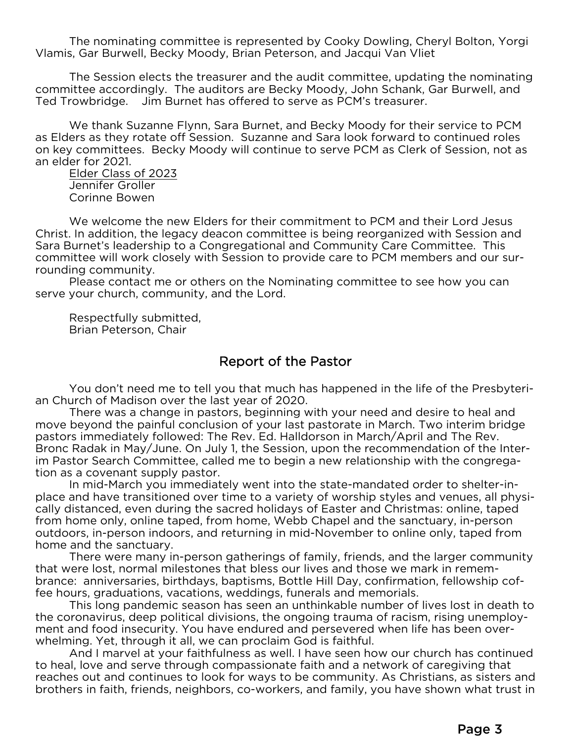The nominating committee is represented by Cooky Dowling, Cheryl Bolton, Yorgi Vlamis, Gar Burwell, Becky Moody, Brian Peterson, and Jacqui Van Vliet

The Session elects the treasurer and the audit committee, updating the nominating committee accordingly. The auditors are Becky Moody, John Schank, Gar Burwell, and Ted Trowbridge. Jim Burnet has offered to serve as PCM's treasurer.

We thank Suzanne Flynn, Sara Burnet, and Becky Moody for their service to PCM as Elders as they rotate off Session. Suzanne and Sara look forward to continued roles on key committees. Becky Moody will continue to serve PCM as Clerk of Session, not as an elder for 2021.

<u>Elder Class of 2023</u>
Jennifer Groller
Corinne Bowen

We welcome the new Elders for their commitment to PCM and their Lord Jesus Christ. In addition, the legacy deacon committee is being reorganized with Session and Sara Burnet's leadership to a Congregational and Community Care Committee. This committee will work closely with Session to provide care to PCM members and our surrounding community.

Please contact me or others on the Nominating committee to see how you can serve your church, community, and the Lord.

Respectfully submitted,
Brian Peterson, Chair

## Report of the Pastor

You don't need me to tell you that much has happened in the life of the Presbyterian Church of Madison over the last year of 2020.

There was a change in pastors, beginning with your need and desire to heal and move beyond the painful conclusion of your last pastorate in March. Two interim bridge pastors immediately followed: The Rev. Ed. Halldorson in March/April and The Rev. Bronc Radak in May/June. On July 1, the Session, upon the recommendation of the Interim Pastor Search Committee, called me to begin a new relationship with the congregation as a covenant supply pastor.

In mid-March you immediately went into the state-mandated order to shelter-in-place and have transitioned over time to a variety of worship styles and venues, all physically distanced, even during the sacred holidays of Easter and Christmas: online, taped from home only, online taped, from home, Webb Chapel and the sanctuary, in-person outdoors, in-person indoors, and returning in mid-November to online only, taped from home and the sanctuary.

There were many in-person gatherings of family, friends, and the larger community that were lost, normal milestones that bless our lives and those we mark in remembrance: anniversaries, birthdays, baptisms, Bottle Hill Day, confirmation, fellowship coffee hours, graduations, vacations, weddings, funerals and memorials.

This long pandemic season has seen an unthinkable number of lives lost in death to the coronavirus, deep political divisions, the ongoing trauma of racism, rising unemployment and food insecurity. You have endured and persevered when life has been overwhelming. Yet, through it all, we can proclaim God is faithful.

And I marvel at your faithfulness as well. I have seen how our church has continued to heal, love and serve through compassionate faith and a network of caregiving that reaches out and continues to look for ways to be community. As Christians, as sisters and brothers in faith, friends, neighbors, co-workers, and family, you have shown what trust in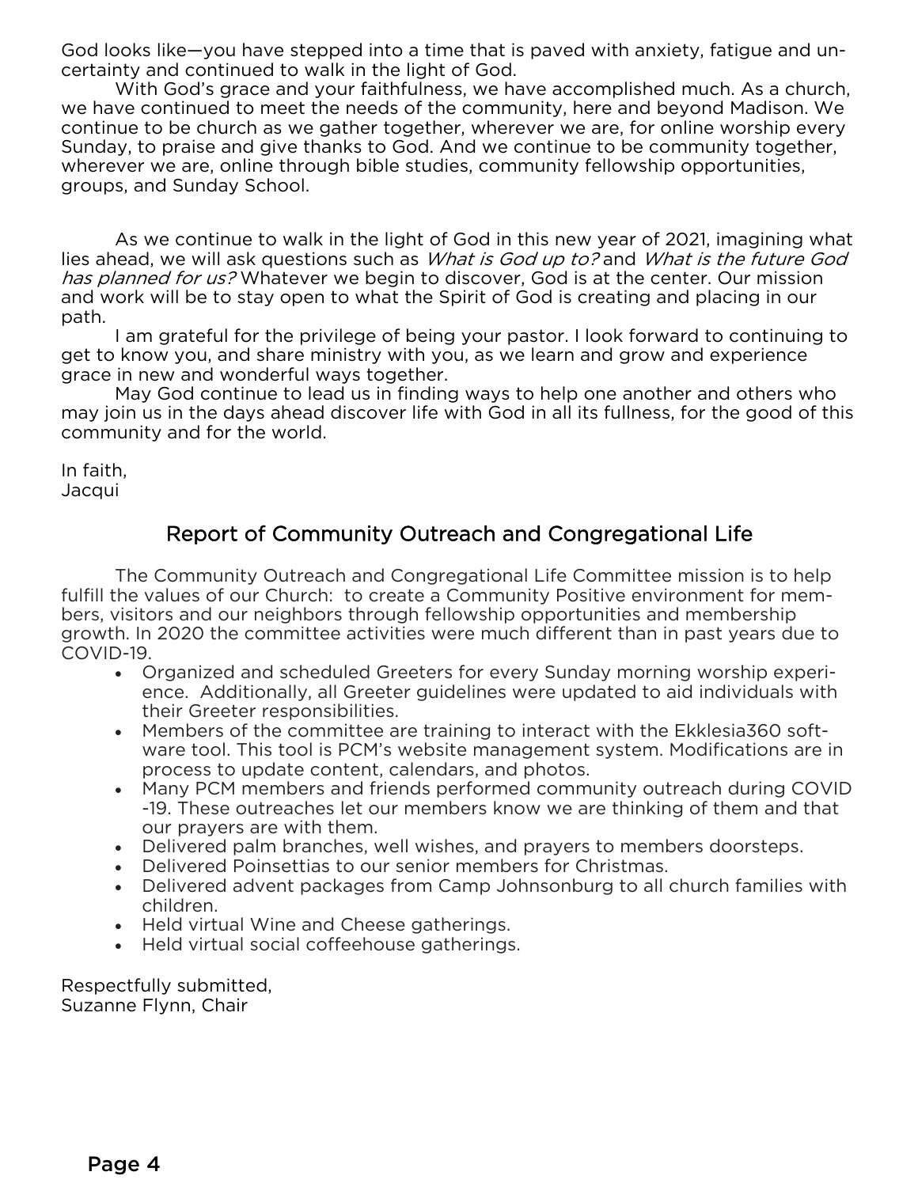God looks like—you have stepped into a time that is paved with anxiety, fatigue and uncertainty and continued to walk in the light of God.

With God's grace and your faithfulness, we have accomplished much. As a church, we have continued to meet the needs of the community, here and beyond Madison. We continue to be church as we gather together, wherever we are, for online worship every Sunday, to praise and give thanks to God. And we continue to be community together, wherever we are, online through bible studies, community fellowship opportunities, groups, and Sunday School.

As we continue to walk in the light of God in this new year of 2021, imagining what lies ahead, we will ask questions such as *What is God up to?* and *What is the future God has planned for us?* Whatever we begin to discover, God is at the center. Our mission and work will be to stay open to what the Spirit of God is creating and placing in our path.

I am grateful for the privilege of being your pastor. I look forward to continuing to get to know you, and share ministry with you, as we learn and grow and experience grace in new and wonderful ways together.

May God continue to lead us in finding ways to help one another and others who may join us in the days ahead discover life with God in all its fullness, for the good of this community and for the world.

In faith,
Jacqui

## Report of Community Outreach and Congregational Life

The Community Outreach and Congregational Life Committee mission is to help fulfill the values of our Church: to create a Community Positive environment for members, visitors and our neighbors through fellowship opportunities and membership growth. In 2020 the committee activities were much different than in past years due to COVID-19.

- Organized and scheduled Greeters for every Sunday morning worship experience. Additionally, all Greeter guidelines were updated to aid individuals with their Greeter responsibilities.
- Members of the committee are training to interact with the Ekklesia360 software tool. This tool is PCM's website management system. Modifications are in process to update content, calendars, and photos.
- Many PCM members and friends performed community outreach during COVID-19. These outreaches let our members know we are thinking of them and that our prayers are with them.
- Delivered palm branches, well wishes, and prayers to members doorsteps.
- Delivered Poinsettias to our senior members for Christmas.
- Delivered advent packages from Camp Johnsonburg to all church families with children.
- Held virtual Wine and Cheese gatherings.
- Held virtual social coffeehouse gatherings.

Respectfully submitted,
Suzanne Flynn, Chair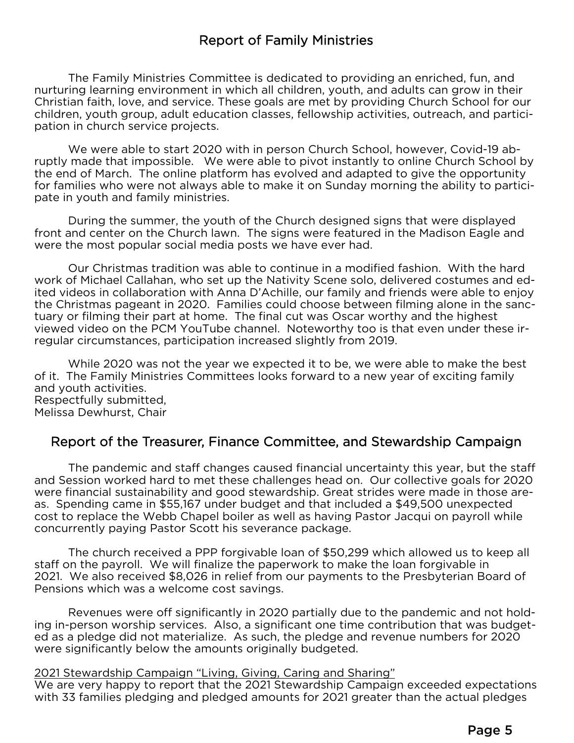## Report of Family Ministries

The Family Ministries Committee is dedicated to providing an enriched, fun, and nurturing learning environment in which all children, youth, and adults can grow in their Christian faith, love, and service. These goals are met by providing Church School for our children, youth group, adult education classes, fellowship activities, outreach, and participation in church service projects.

We were able to start 2020 with in person Church School, however, Covid-19 abruptly made that impossible. We were able to pivot instantly to online Church School by the end of March. The online platform has evolved and adapted to give the opportunity for families who were not always able to make it on Sunday morning the ability to participate in youth and family ministries.

During the summer, the youth of the Church designed signs that were displayed front and center on the Church lawn. The signs were featured in the Madison Eagle and were the most popular social media posts we have ever had.

Our Christmas tradition was able to continue in a modified fashion. With the hard work of Michael Callahan, who set up the Nativity Scene solo, delivered costumes and edited videos in collaboration with Anna D'Achille, our family and friends were able to enjoy the Christmas pageant in 2020. Families could choose between filming alone in the sanctuary or filming their part at home. The final cut was Oscar worthy and the highest viewed video on the PCM YouTube channel. Noteworthy too is that even under these irregular circumstances, participation increased slightly from 2019.

While 2020 was not the year we expected it to be, we were able to make the best of it. The Family Ministries Committees looks forward to a new year of exciting family and youth activities.
Respectfully submitted,
Melissa Dewhurst, Chair

## Report of the Treasurer, Finance Committee, and Stewardship Campaign

The pandemic and staff changes caused financial uncertainty this year, but the staff and Session worked hard to met these challenges head on. Our collective goals for 2020 were financial sustainability and good stewardship. Great strides were made in those areas. Spending came in $55,167 under budget and that included a $49,500 unexpected cost to replace the Webb Chapel boiler as well as having Pastor Jacqui on payroll while concurrently paying Pastor Scott his severance package.

The church received a PPP forgivable loan of $50,299 which allowed us to keep all staff on the payroll. We will finalize the paperwork to make the loan forgivable in 2021. We also received $8,026 in relief from our payments to the Presbyterian Board of Pensions which was a welcome cost savings.

Revenues were off significantly in 2020 partially due to the pandemic and not holding in-person worship services. Also, a significant one time contribution that was budgeted as a pledge did not materialize. As such, the pledge and revenue numbers for 2020 were significantly below the amounts originally budgeted.

<u>2021 Stewardship Campaign "Living, Giving, Caring and Sharing"</u>
We are very happy to report that the 2021 Stewardship Campaign exceeded expectations with 33 families pledging and pledged amounts for 2021 greater than the actual pledges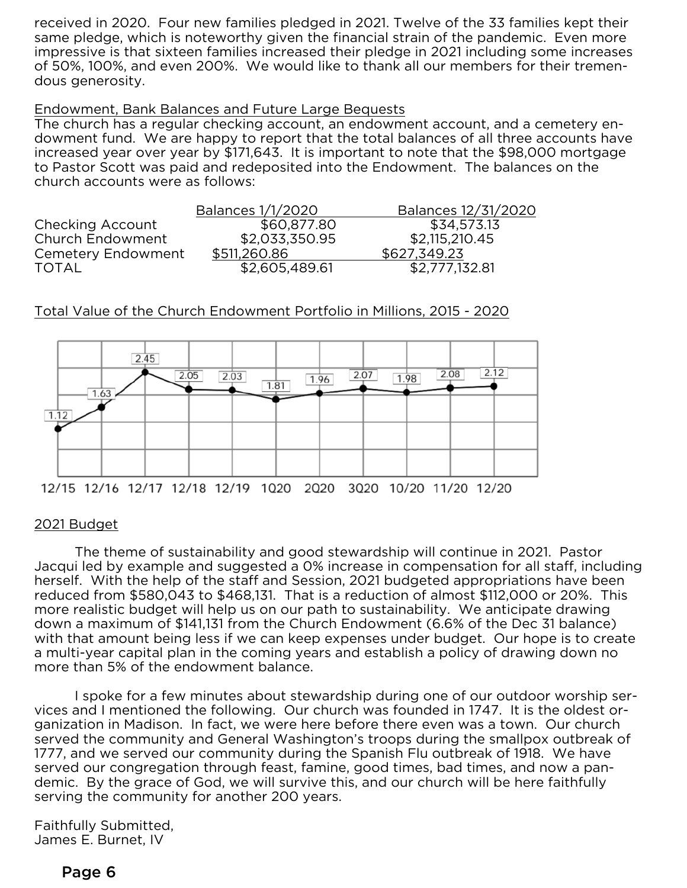received in 2020. Four new families pledged in 2021. Twelve of the 33 families kept their same pledge, which is noteworthy given the financial strain of the pandemic. Even more impressive is that sixteen families increased their pledge in 2021 including some increases of 50%, 100%, and even 200%. We would like to thank all our members for their tremendous generosity.

Endowment, Bank Balances and Future Large Bequests

The church has a regular checking account, an endowment account, and a cemetery endowment fund. We are happy to report that the total balances of all three accounts have increased year over year by $171,643. It is important to note that the $98,000 mortgage to Pastor Scott was paid and redeposited into the Endowment. The balances on the church accounts were as follows:

| | Balances 1/1/2020 | Balances 12/31/2020 |
|---|---|---|
| Checking Account | $60,877.80 | $34,573.13 |
| Church Endowment | $2,033,350.95 | $2,115,210.45 |
| Cemetery Endowment | $511,260.86 | $627,349.23 |
| TOTAL | $2,605,489.61 | $2,777,132.81 |

Total Value of the Church Endowment Portfolio in Millions, 2015 - 2020

| 12/15 | 12/16 | 12/17 | 12/18 | 12/19 | 1Q20 | 2Q20 | 3Q20 | 10/20 | 11/20 | 12/20 |
|---|---|---|---|---|---|---|---|---|---|---|
| 1.12 | 1.63 | 2.45 | 2.05 | 2.03 | 1.81 | 1.96 | 2.07 | 1.98 | 2.08 | 2.12 |

2021 Budget

The theme of sustainability and good stewardship will continue in 2021. Pastor Jacqui led by example and suggested a 0% increase in compensation for all staff, including herself. With the help of the staff and Session, 2021 budgeted appropriations have been reduced from $580,043 to $468,131. That is a reduction of almost $112,000 or 20%. This more realistic budget will help us on our path to sustainability. We anticipate drawing down a maximum of $141,131 from the Church Endowment (6.6% of the Dec 31 balance) with that amount being less if we can keep expenses under budget. Our hope is to create a multi-year capital plan in the coming years and establish a policy of drawing down no more than 5% of the endowment balance.

I spoke for a few minutes about stewardship during one of our outdoor worship services and I mentioned the following. Our church was founded in 1747. It is the oldest organization in Madison. In fact, we were here before there even was a town. Our church served the community and General Washington's troops during the smallpox outbreak of 1777, and we served our community during the Spanish Flu outbreak of 1918. We have served our congregation through feast, famine, good times, bad times, and now a pandemic. By the grace of God, we will survive this, and our church will be here faithfully serving the community for another 200 years.

Faithfully Submitted,
James E. Burnet, IV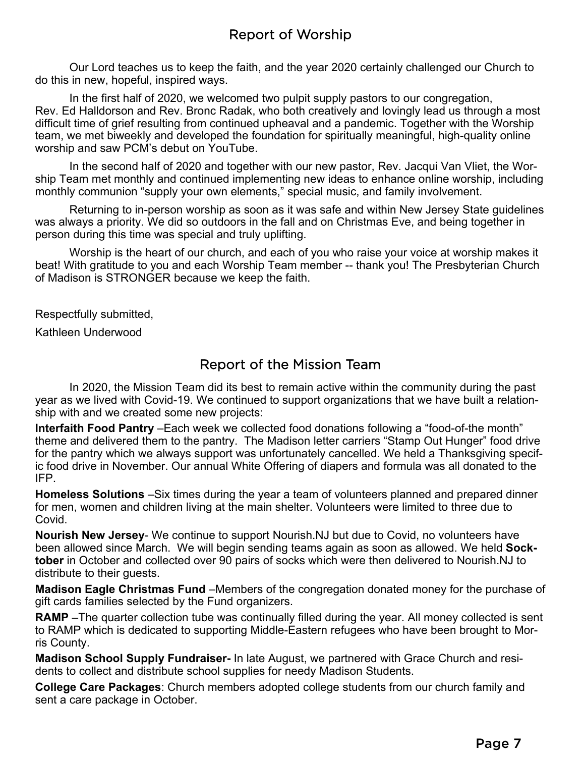## Report of Worship

Our Lord teaches us to keep the faith, and the year 2020 certainly challenged our Church to do this in new, hopeful, inspired ways.

In the first half of 2020, we welcomed two pulpit supply pastors to our congregation, Rev. Ed Halldorson and Rev. Bronc Radak, who both creatively and lovingly lead us through a most difficult time of grief resulting from continued upheaval and a pandemic. Together with the Worship team, we met biweekly and developed the foundation for spiritually meaningful, high-quality online worship and saw PCM's debut on YouTube.

In the second half of 2020 and together with our new pastor, Rev. Jacqui Van Vliet, the Worship Team met monthly and continued implementing new ideas to enhance online worship, including monthly communion "supply your own elements," special music, and family involvement.

Returning to in-person worship as soon as it was safe and within New Jersey State guidelines was always a priority. We did so outdoors in the fall and on Christmas Eve, and being together in person during this time was special and truly uplifting.

Worship is the heart of our church, and each of you who raise your voice at worship makes it beat! With gratitude to you and each Worship Team member -- thank you! The Presbyterian Church of Madison is STRONGER because we keep the faith.

Respectfully submitted,

Kathleen Underwood

## Report of the Mission Team

In 2020, the Mission Team did its best to remain active within the community during the past year as we lived with Covid-19. We continued to support organizations that we have built a relationship with and we created some new projects:

**Interfaith Food Pantry** –Each week we collected food donations following a "food-of-the month" theme and delivered them to the pantry. The Madison letter carriers "Stamp Out Hunger" food drive for the pantry which we always support was unfortunately cancelled. We held a Thanksgiving specific food drive in November. Our annual White Offering of diapers and formula was all donated to the IFP.

**Homeless Solutions** –Six times during the year a team of volunteers planned and prepared dinner for men, women and children living at the main shelter. Volunteers were limited to three due to Covid.

**Nourish New Jersey**- We continue to support Nourish.NJ but due to Covid, no volunteers have been allowed since March. We will begin sending teams again as soon as allowed. We held **Socktober** in October and collected over 90 pairs of socks which were then delivered to Nourish.NJ to distribute to their guests.

**Madison Eagle Christmas Fund** –Members of the congregation donated money for the purchase of gift cards families selected by the Fund organizers.

**RAMP** –The quarter collection tube was continually filled during the year. All money collected is sent to RAMP which is dedicated to supporting Middle-Eastern refugees who have been brought to Morris County.

**Madison School Supply Fundraiser-** In late August, we partnered with Grace Church and residents to collect and distribute school supplies for needy Madison Students.

**College Care Packages**: Church members adopted college students from our church family and sent a care package in October.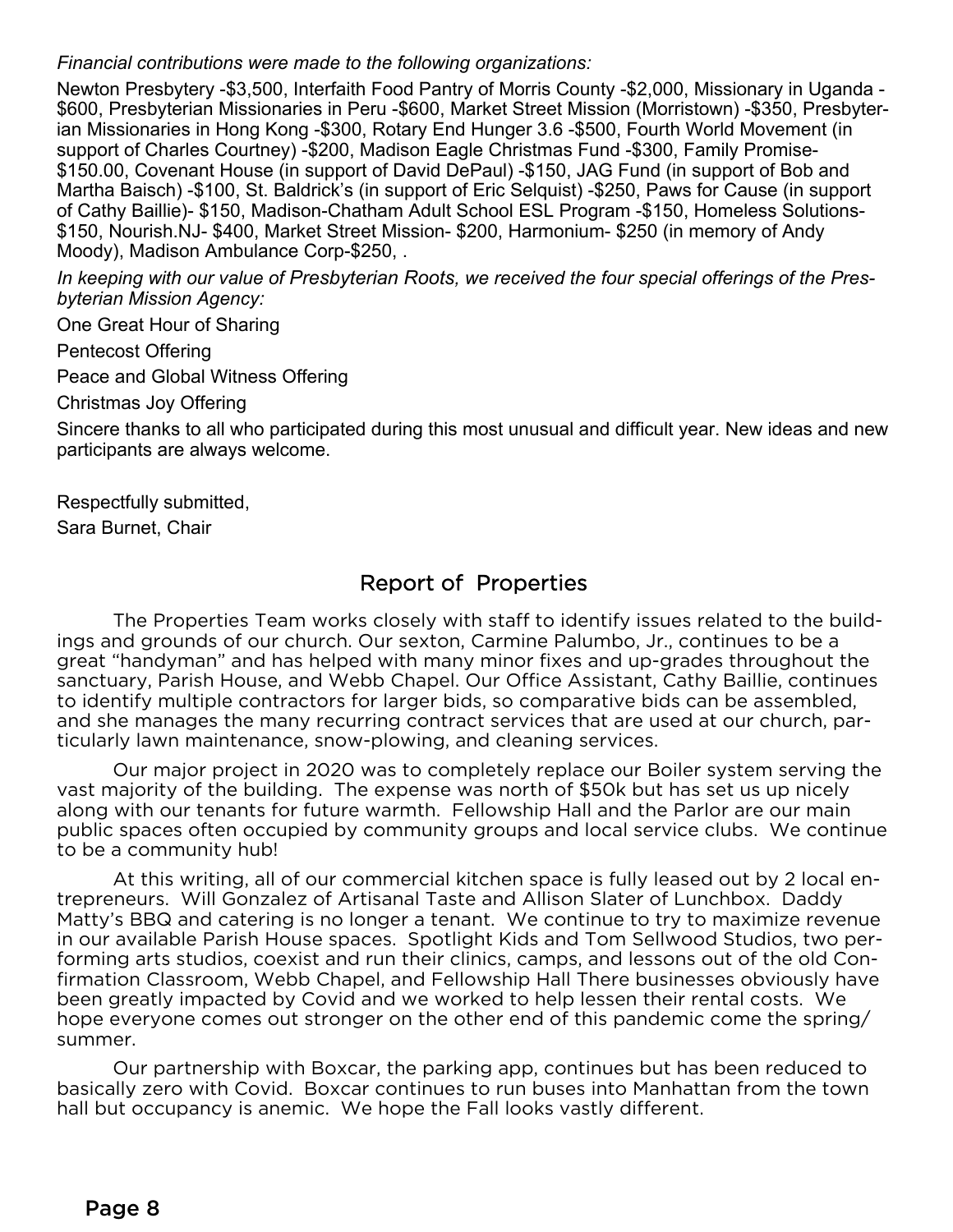*Financial contributions were made to the following organizations:*

Newton Presbytery -$3,500, Interfaith Food Pantry of Morris County -$2,000, Missionary in Uganda -$600, Presbyterian Missionaries in Peru -$600, Market Street Mission (Morristown) -$350, Presbyterian Missionaries in Hong Kong -$300, Rotary End Hunger 3.6 -$500, Fourth World Movement (in support of Charles Courtney) -$200, Madison Eagle Christmas Fund -$300, Family Promise-$150.00, Covenant House (in support of David DePaul) -$150, JAG Fund (in support of Bob and Martha Baisch) -$100, St. Baldrick's (in support of Eric Selquist) -$250, Paws for Cause (in support of Cathy Baillie)- $150, Madison-Chatham Adult School ESL Program -$150, Homeless Solutions-$150, Nourish.NJ- $400, Market Street Mission- $200, Harmonium- $250 (in memory of Andy Moody), Madison Ambulance Corp-$250, .

*In keeping with our value of Presbyterian Roots, we received the four special offerings of the Presbyterian Mission Agency:*

One Great Hour of Sharing

Pentecost Offering

Peace and Global Witness Offering

Christmas Joy Offering

Sincere thanks to all who participated during this most unusual and difficult year. New ideas and new participants are always welcome.

Respectfully submitted,
Sara Burnet, Chair

## Report of Properties

The Properties Team works closely with staff to identify issues related to the buildings and grounds of our church. Our sexton, Carmine Palumbo, Jr., continues to be a great "handyman" and has helped with many minor fixes and up-grades throughout the sanctuary, Parish House, and Webb Chapel. Our Office Assistant, Cathy Baillie, continues to identify multiple contractors for larger bids, so comparative bids can be assembled, and she manages the many recurring contract services that are used at our church, particularly lawn maintenance, snow-plowing, and cleaning services.

Our major project in 2020 was to completely replace our Boiler system serving the vast majority of the building. The expense was north of $50k but has set us up nicely along with our tenants for future warmth. Fellowship Hall and the Parlor are our main public spaces often occupied by community groups and local service clubs. We continue to be a community hub!

At this writing, all of our commercial kitchen space is fully leased out by 2 local entrepreneurs. Will Gonzalez of Artisanal Taste and Allison Slater of Lunchbox. Daddy Matty's BBQ and catering is no longer a tenant. We continue to try to maximize revenue in our available Parish House spaces. Spotlight Kids and Tom Sellwood Studios, two performing arts studios, coexist and run their clinics, camps, and lessons out of the old Confirmation Classroom, Webb Chapel, and Fellowship Hall There businesses obviously have been greatly impacted by Covid and we worked to help lessen their rental costs. We hope everyone comes out stronger on the other end of this pandemic come the spring/summer.

Our partnership with Boxcar, the parking app, continues but has been reduced to basically zero with Covid. Boxcar continues to run buses into Manhattan from the town hall but occupancy is anemic. We hope the Fall looks vastly different.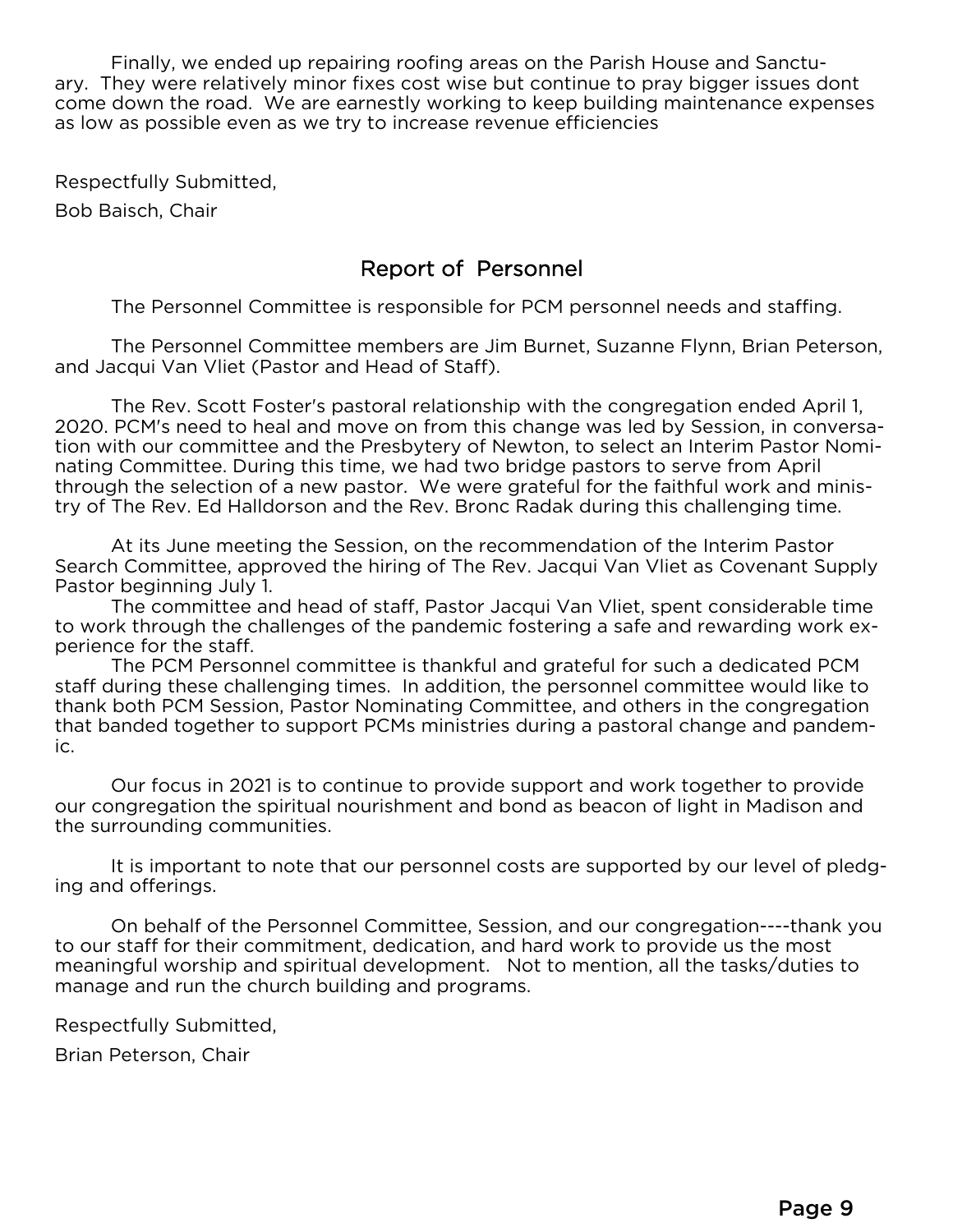Finally, we ended up repairing roofing areas on the Parish House and Sanctuary. They were relatively minor fixes cost wise but continue to pray bigger issues dont come down the road. We are earnestly working to keep building maintenance expenses as low as possible even as we try to increase revenue efficiencies

Respectfully Submitted,

Bob Baisch, Chair

## Report of Personnel

The Personnel Committee is responsible for PCM personnel needs and staffing.

The Personnel Committee members are Jim Burnet, Suzanne Flynn, Brian Peterson, and Jacqui Van Vliet (Pastor and Head of Staff).

The Rev. Scott Foster's pastoral relationship with the congregation ended April 1, 2020. PCM's need to heal and move on from this change was led by Session, in conversation with our committee and the Presbytery of Newton, to select an Interim Pastor Nominating Committee. During this time, we had two bridge pastors to serve from April through the selection of a new pastor. We were grateful for the faithful work and ministry of The Rev. Ed Halldorson and the Rev. Bronc Radak during this challenging time.

At its June meeting the Session, on the recommendation of the Interim Pastor Search Committee, approved the hiring of The Rev. Jacqui Van Vliet as Covenant Supply Pastor beginning July 1.

The committee and head of staff, Pastor Jacqui Van Vliet, spent considerable time to work through the challenges of the pandemic fostering a safe and rewarding work experience for the staff.

The PCM Personnel committee is thankful and grateful for such a dedicated PCM staff during these challenging times. In addition, the personnel committee would like to thank both PCM Session, Pastor Nominating Committee, and others in the congregation that banded together to support PCMs ministries during a pastoral change and pandemic.

Our focus in 2021 is to continue to provide support and work together to provide our congregation the spiritual nourishment and bond as beacon of light in Madison and the surrounding communities.

It is important to note that our personnel costs are supported by our level of pledging and offerings.

On behalf of the Personnel Committee, Session, and our congregation----thank you to our staff for their commitment, dedication, and hard work to provide us the most meaningful worship and spiritual development. Not to mention, all the tasks/duties to manage and run the church building and programs.

Respectfully Submitted,

Brian Peterson, Chair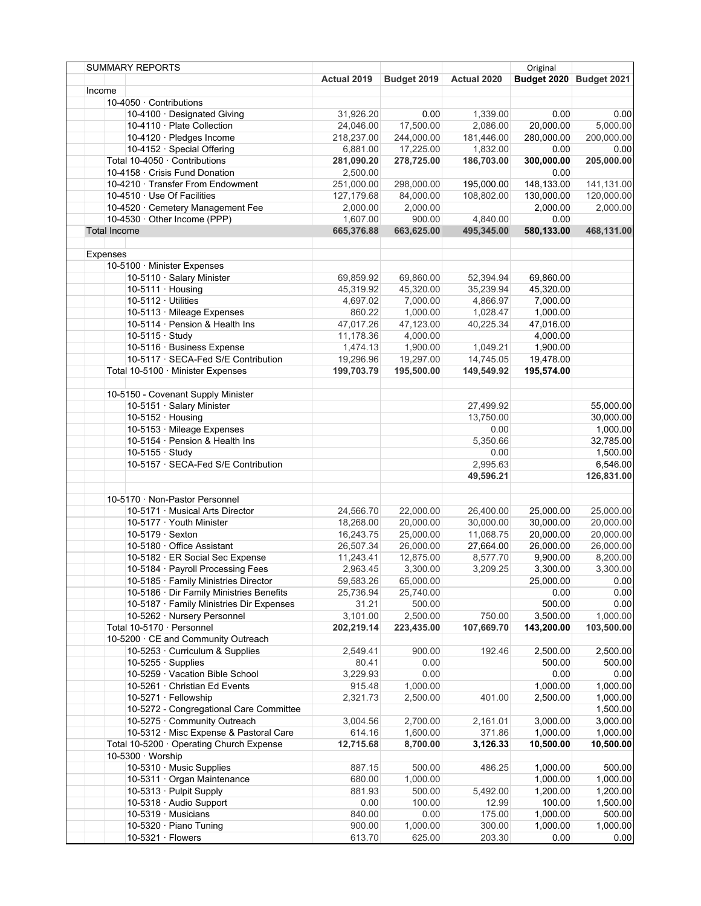| SUMMARY REPORTS | Actual 2019 | Budget 2019 | Actual 2020 | Original Budget 2020 | Budget 2021 |
|---|---|---|---|---|---|
| Income | | | | | |
| 10-4050 · Contributions | | | | | |
| 10-4100 · Designated Giving | 31,926.20 | 0.00 | 1,339.00 | 0.00 | 0.00 |
| 10-4110 · Plate Collection | 24,046.00 | 17,500.00 | 2,086.00 | 20,000.00 | 5,000.00 |
| 10-4120 · Pledges Income | 218,237.00 | 244,000.00 | 181,446.00 | 280,000.00 | 200,000.00 |
| 10-4152 · Special Offering | 6,881.00 | 17,225.00 | 1,832.00 | 0.00 | 0.00 |
| **Total 10-4050 · Contributions** | **281,090.20** | **278,725.00** | **186,703.00** | **300,000.00** | **205,000.00** |
| 10-4158 · Crisis Fund Donation | 2,500.00 | | | 0.00 | |
| 10-4210 · Transfer From Endowment | 251,000.00 | 298,000.00 | 195,000.00 | 148,133.00 | 141,131.00 |
| 10-4510 · Use Of Facilities | 127,179.68 | 84,000.00 | 108,802.00 | 130,000.00 | 120,000.00 |
| 10-4520 · Cemetery Management Fee | 2,000.00 | 2,000.00 | | 2,000.00 | 2,000.00 |
| 10-4530 · Other Income (PPP) | 1,607.00 | 900.00 | 4,840.00 | 0.00 | |
| **Total Income** | **665,376.88** | **663,625.00** | **495,345.00** | **580,133.00** | **468,131.00** |
| | | | | | |
| Expenses | | | | | |
| 10-5100 · Minister Expenses | | | | | |
| 10-5110 · Salary Minister | 69,859.92 | 69,860.00 | 52,394.94 | 69,860.00 | |
| 10-5111 · Housing | 45,319.92 | 45,320.00 | 35,239.94 | 45,320.00 | |
| 10-5112 · Utilities | 4,697.02 | 7,000.00 | 4,866.97 | 7,000.00 | |
| 10-5113 · Mileage Expenses | 860.22 | 1,000.00 | 1,028.47 | 1,000.00 | |
| 10-5114 · Pension & Health Ins | 47,017.26 | 47,123.00 | 40,225.34 | 47,016.00 | |
| 10-5115 · Study | 11,178.36 | 4,000.00 | | 4,000.00 | |
| 10-5116 · Business Expense | 1,474.13 | 1,900.00 | 1,049.21 | 1,900.00 | |
| 10-5117 · SECA-Fed S/E Contribution | 19,296.96 | 19,297.00 | 14,745.05 | 19,478.00 | |
| **Total 10-5100 · Minister Expenses** | **199,703.79** | **195,500.00** | **149,549.92** | **195,574.00** | |
| | | | | | |
| 10-5150 - Covenant Supply Minister | | | | | |
| 10-5151 · Salary Minister | | | 27,499.92 | | 55,000.00 |
| 10-5152 · Housing | | | 13,750.00 | | 30,000.00 |
| 10-5153 · Mileage Expenses | | | 0.00 | | 1,000.00 |
| 10-5154 · Pension & Health Ins | | | 5,350.66 | | 32,785.00 |
| 10-5155 · Study | | | 0.00 | | 1,500.00 |
| 10-5157 · SECA-Fed S/E Contribution | | | 2,995.63 | | 6,546.00 |
| | | | **49,596.21** | | **126,831.00** |
| | | | | | |
| 10-5170 · Non-Pastor Personnel | | | | | |
| 10-5171 · Musical Arts Director | 24,566.70 | 22,000.00 | 26,400.00 | 25,000.00 | 25,000.00 |
| 10-5177 · Youth Minister | 18,268.00 | 20,000.00 | 30,000.00 | 30,000.00 | 20,000.00 |
| 10-5179 · Sexton | 16,243.75 | 25,000.00 | 11,068.75 | 20,000.00 | 20,000.00 |
| 10-5180 · Office Assistant | 26,507.34 | 26,000.00 | 27,664.00 | 26,000.00 | 26,000.00 |
| 10-5182 · ER Social Sec Expense | 11,243.41 | 12,875.00 | 8,577.70 | 9,900.00 | 8,200.00 |
| 10-5184 · Payroll Processing Fees | 2,963.45 | 3,300.00 | 3,209.25 | 3,300.00 | 3,300.00 |
| 10-5185 · Family Ministries Director | 59,583.26 | 65,000.00 | | 25,000.00 | 0.00 |
| 10-5186 · Dir Family Ministries Benefits | 25,736.94 | 25,740.00 | | 0.00 | 0.00 |
| 10-5187 · Family Ministries Dir Expenses | 31.21 | 500.00 | | 500.00 | 0.00 |
| 10-5262 · Nursery Personnel | 3,101.00 | 2,500.00 | 750.00 | 3,500.00 | 1,000.00 |
| **Total 10-5170 · Personnel** | **202,219.14** | **223,435.00** | **107,669.70** | **143,200.00** | **103,500.00** |
| 10-5200 · CE and Community Outreach | | | | | |
| 10-5253 · Curriculum & Supplies | 2,549.41 | 900.00 | 192.46 | 2,500.00 | 2,500.00 |
| 10-5255 · Supplies | 80.41 | 0.00 | | 500.00 | 500.00 |
| 10-5259 · Vacation Bible School | 3,229.93 | 0.00 | | 0.00 | 0.00 |
| 10-5261 · Christian Ed Events | 915.48 | 1,000.00 | | 1,000.00 | 1,000.00 |
| 10-5271 · Fellowship | 2,321.73 | 2,500.00 | 401.00 | 2,500.00 | 1,000.00 |
| 10-5272 - Congregational Care Committee | | | | | 1,500.00 |
| 10-5275 · Community Outreach | 3,004.56 | 2,700.00 | 2,161.01 | 3,000.00 | 3,000.00 |
| 10-5312 · Misc Expense & Pastoral Care | 614.16 | 1,600.00 | 371.86 | 1,000.00 | 1,000.00 |
| **Total 10-5200 · Operating Church Expense** | **12,715.68** | **8,700.00** | **3,126.33** | **10,500.00** | **10,500.00** |
| 10-5300 · Worship | | | | | |
| 10-5310 · Music Supplies | 887.15 | 500.00 | 486.25 | 1,000.00 | 500.00 |
| 10-5311 · Organ Maintenance | 680.00 | 1,000.00 | | 1,000.00 | 1,000.00 |
| 10-5313 · Pulpit Supply | 881.93 | 500.00 | 5,492.00 | 1,200.00 | 1,200.00 |
| 10-5318 · Audio Support | 0.00 | 100.00 | 12.99 | 100.00 | 1,500.00 |
| 10-5319 · Musicians | 840.00 | 0.00 | 175.00 | 1,000.00 | 500.00 |
| 10-5320 · Piano Tuning | 900.00 | 1,000.00 | 300.00 | 1,000.00 | 1,000.00 |
| 10-5321 · Flowers | 613.70 | 625.00 | 203.30 | 0.00 | 0.00 |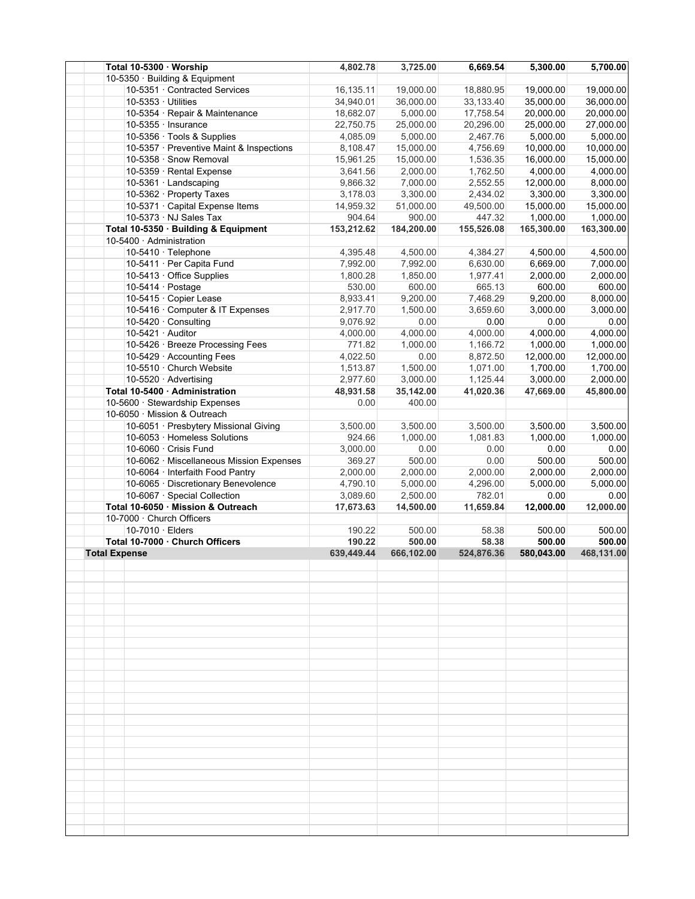| | | | | | |
|---|---|---|---|---|---|
| **Total 10-5300 · Worship** | **4,802.78** | **3,725.00** | **6,669.54** | **5,300.00** | **5,700.00** |
| 10-5350 · Building & Equipment | | | | | |
| 10-5351 · Contracted Services | 16,135.11 | 19,000.00 | 18,880.95 | 19,000.00 | 19,000.00 |
| 10-5353 · Utilities | 34,940.01 | 36,000.00 | 33,133.40 | 35,000.00 | 36,000.00 |
| 10-5354 · Repair & Maintenance | 18,682.07 | 5,000.00 | 17,758.54 | 20,000.00 | 20,000.00 |
| 10-5355 · Insurance | 22,750.75 | 25,000.00 | 20,296.00 | 25,000.00 | 27,000.00 |
| 10-5356 · Tools & Supplies | 4,085.09 | 5,000.00 | 2,467.76 | 5,000.00 | 5,000.00 |
| 10-5357 · Preventive Maint & Inspections | 8,108.47 | 15,000.00 | 4,756.69 | 10,000.00 | 10,000.00 |
| 10-5358 · Snow Removal | 15,961.25 | 15,000.00 | 1,536.35 | 16,000.00 | 15,000.00 |
| 10-5359 · Rental Expense | 3,641.56 | 2,000.00 | 1,762.50 | 4,000.00 | 4,000.00 |
| 10-5361 · Landscaping | 9,866.32 | 7,000.00 | 2,552.55 | 12,000.00 | 8,000.00 |
| 10-5362 · Property Taxes | 3,178.03 | 3,300.00 | 2,434.02 | 3,300.00 | 3,300.00 |
| 10-5371 · Capital Expense Items | 14,959.32 | 51,000.00 | 49,500.00 | 15,000.00 | 15,000.00 |
| 10-5373 · NJ Sales Tax | 904.64 | 900.00 | 447.32 | 1,000.00 | 1,000.00 |
| **Total 10-5350 · Building & Equipment** | **153,212.62** | **184,200.00** | **155,526.08** | **165,300.00** | **163,300.00** |
| 10-5400 · Administration | | | | | |
| 10-5410 · Telephone | 4,395.48 | 4,500.00 | 4,384.27 | 4,500.00 | 4,500.00 |
| 10-5411 · Per Capita Fund | 7,992.00 | 7,992.00 | 6,630.00 | 6,669.00 | 7,000.00 |
| 10-5413 · Office Supplies | 1,800.28 | 1,850.00 | 1,977.41 | 2,000.00 | 2,000.00 |
| 10-5414 · Postage | 530.00 | 600.00 | 665.13 | 600.00 | 600.00 |
| 10-5415 · Copier Lease | 8,933.41 | 9,200.00 | 7,468.29 | 9,200.00 | 8,000.00 |
| 10-5416 · Computer & IT Expenses | 2,917.70 | 1,500.00 | 3,659.60 | 3,000.00 | 3,000.00 |
| 10-5420 · Consulting | 9,076.92 | 0.00 | 0.00 | 0.00 | 0.00 |
| 10-5421 · Auditor | 4,000.00 | 4,000.00 | 4,000.00 | 4,000.00 | 4,000.00 |
| 10-5426 · Breeze Processing Fees | 771.82 | 1,000.00 | 1,166.72 | 1,000.00 | 1,000.00 |
| 10-5429 · Accounting Fees | 4,022.50 | 0.00 | 8,872.50 | 12,000.00 | 12,000.00 |
| 10-5510 · Church Website | 1,513.87 | 1,500.00 | 1,071.00 | 1,700.00 | 1,700.00 |
| 10-5520 · Advertising | 2,977.60 | 3,000.00 | 1,125.44 | 3,000.00 | 2,000.00 |
| **Total 10-5400 · Administration** | **48,931.58** | **35,142.00** | **41,020.36** | **47,669.00** | **45,800.00** |
| 10-5600 · Stewardship Expenses | 0.00 | 400.00 | | | |
| 10-6050 · Mission & Outreach | | | | | |
| 10-6051 · Presbytery Missional Giving | 3,500.00 | 3,500.00 | 3,500.00 | 3,500.00 | 3,500.00 |
| 10-6053 · Homeless Solutions | 924.66 | 1,000.00 | 1,081.83 | 1,000.00 | 1,000.00 |
| 10-6060 · Crisis Fund | 3,000.00 | 0.00 | 0.00 | 0.00 | 0.00 |
| 10-6062 · Miscellaneous Mission Expenses | 369.27 | 500.00 | 0.00 | 500.00 | 500.00 |
| 10-6064 · Interfaith Food Pantry | 2,000.00 | 2,000.00 | 2,000.00 | 2,000.00 | 2,000.00 |
| 10-6065 · Discretionary Benevolence | 4,790.10 | 5,000.00 | 4,296.00 | 5,000.00 | 5,000.00 |
| 10-6067 · Special Collection | 3,089.60 | 2,500.00 | 782.01 | 0.00 | 0.00 |
| **Total 10-6050 · Mission & Outreach** | **17,673.63** | **14,500.00** | **11,659.84** | **12,000.00** | **12,000.00** |
| 10-7000 · Church Officers | | | | | |
| 10-7010 · Elders | 190.22 | 500.00 | 58.38 | 500.00 | 500.00 |
| **Total 10-7000 · Church Officers** | **190.22** | **500.00** | **58.38** | **500.00** | **500.00** |
| **Total Expense** | **639,449.44** | **666,102.00** | **524,876.36** | **580,043.00** | **468,131.00** |